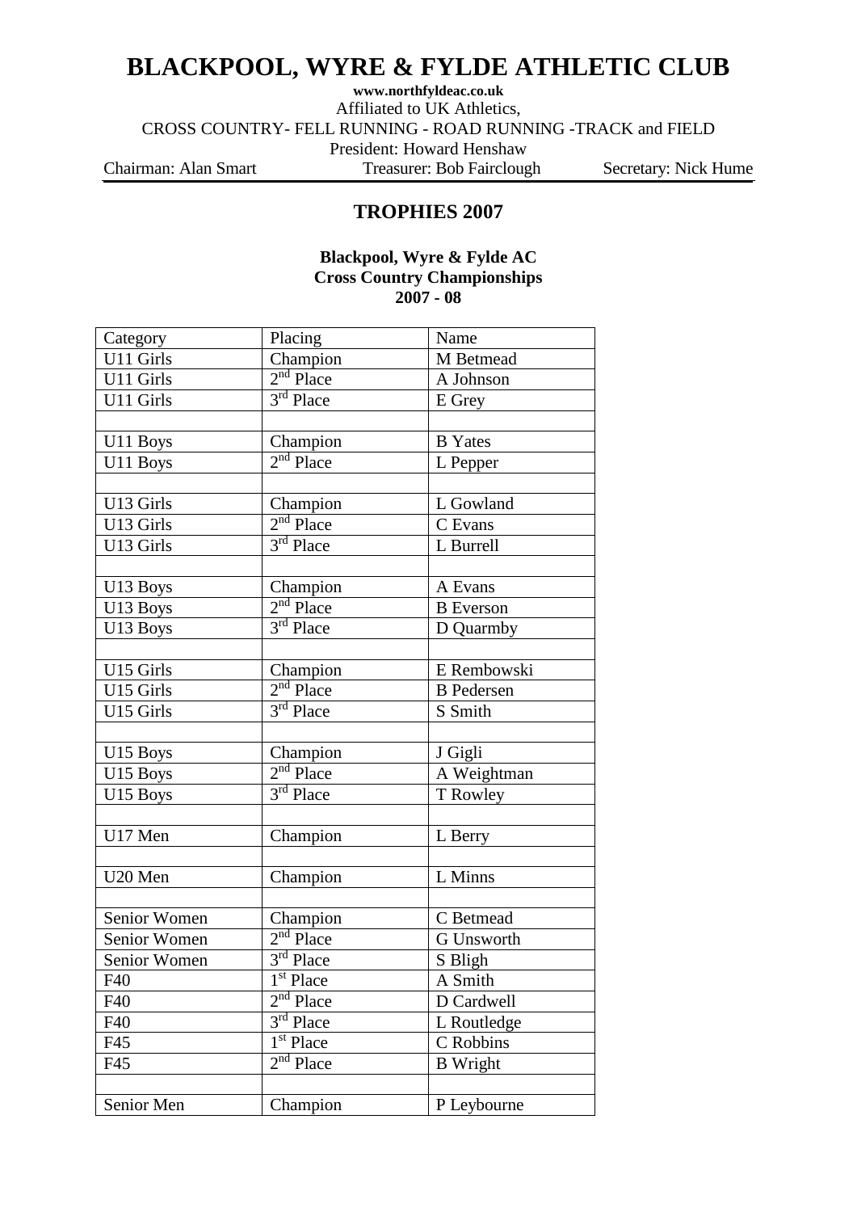# BLACKPOOL, WYRE & FYLDE ATHLETIC CLUB

**www.northfyldeac.co.uk**

Affiliated to UK Athletics,

CROSS COUNTRY- FELL RUNNING - ROAD RUNNING -TRACK and FIELD

President: Howard Henshaw

Chairman: Alan Smart Treasurer: Bob Fairclough Secretary: Nick Hume

## TROPHIES 2007

**Blackpool, Wyre & Fylde AC**
**Cross Country Championships**
**2007 - 08**

| Category | Placing | Name |
|---|---|---|
| U11 Girls | Champion | M Betmead |
| U11 Girls | 2nd Place | A Johnson |
| U11 Girls | 3rd Place | E Grey |
| | | |
| U11 Boys | Champion | B Yates |
| U11 Boys | 2nd Place | L Pepper |
| | | |
| U13 Girls | Champion | L Gowland |
| U13 Girls | 2nd Place | C Evans |
| U13 Girls | 3rd Place | L Burrell |
| | | |
| U13 Boys | Champion | A Evans |
| U13 Boys | 2nd Place | B Everson |
| U13 Boys | 3rd Place | D Quarmby |
| | | |
| U15 Girls | Champion | E Rembowski |
| U15 Girls | 2nd Place | B Pedersen |
| U15 Girls | 3rd Place | S Smith |
| | | |
| U15 Boys | Champion | J Gigli |
| U15 Boys | 2nd Place | A Weightman |
| U15 Boys | 3rd Place | T Rowley |
| | | |
| U17 Men | Champion | L Berry |
| | | |
| U20 Men | Champion | L Minns |
| | | |
| Senior Women | Champion | C Betmead |
| Senior Women | 2nd Place | G Unsworth |
| Senior Women | 3rd Place | S Bligh |
| F40 | 1st Place | A Smith |
| F40 | 2nd Place | D Cardwell |
| F40 | 3rd Place | L Routledge |
| F45 | 1st Place | C Robbins |
| F45 | 2nd Place | B Wright |
| | | |
| Senior Men | Champion | P Leybourne |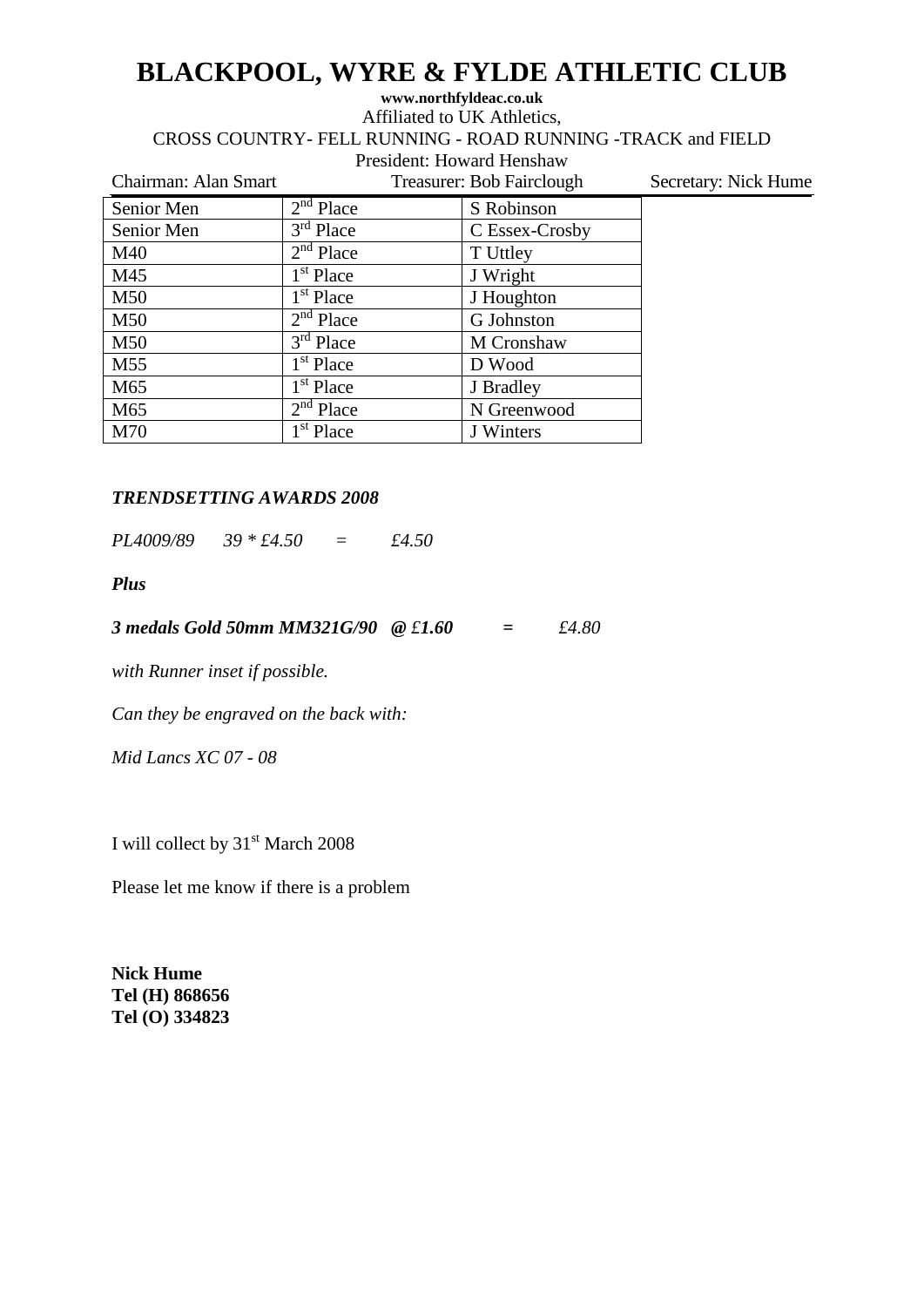# BLACKPOOL, WYRE & FYLDE ATHLETIC CLUB

**www.northfyldeac.co.uk**

Affiliated to UK Athletics,

CROSS COUNTRY- FELL RUNNING - ROAD RUNNING -TRACK and FIELD

President: Howard Henshaw

Chairman: Alan Smart Treasurer: Bob Fairclough Secretary: Nick Hume

| | | |
|---|---|---|
| Senior Men | 2nd Place | S Robinson |
| Senior Men | 3rd Place | C Essex-Crosby |
| M40 | 2nd Place | T Uttley |
| M45 | 1st Place | J Wright |
| M50 | 1st Place | J Houghton |
| M50 | 2nd Place | G Johnston |
| M50 | 3rd Place | M Cronshaw |
| M55 | 1st Place | D Wood |
| M65 | 1st Place | J Bradley |
| M65 | 2nd Place | N Greenwood |
| M70 | 1st Place | J Winters |

***TRENDSETTING AWARDS 2008***

*PL4009/89 39 * £4.50 = £4.50*

***Plus***

***3 medals Gold 50mm MM321G/90 @ £1.60 = £4.80***

*with Runner inset if possible.*

*Can they be engraved on the back with:*

*Mid Lancs XC 07 - 08*

I will collect by 31st March 2008

Please let me know if there is a problem

**Nick Hume**
**Tel (H) 868656**
**Tel (O) 334823**